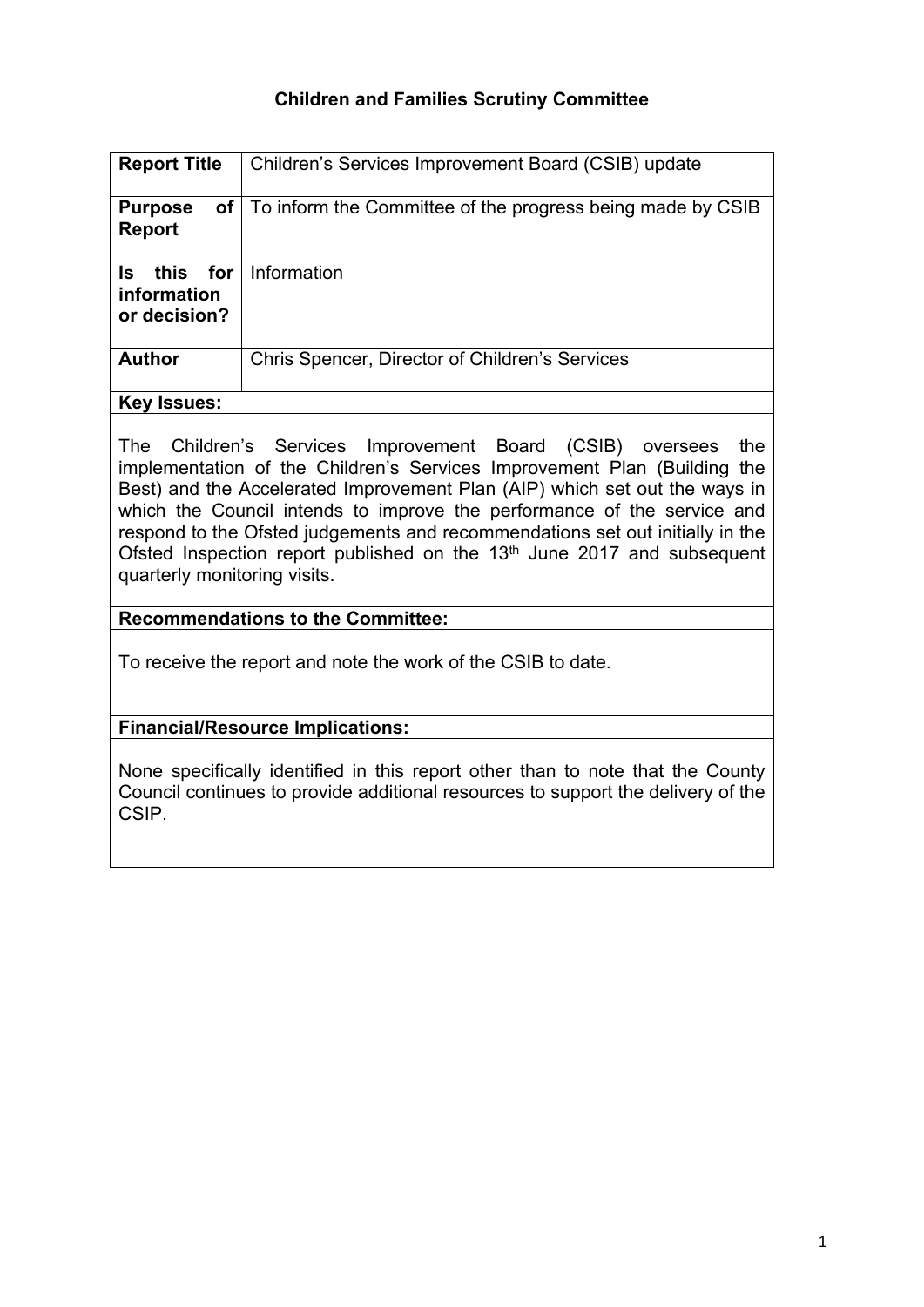# Children and Families Scrutiny Committee

| Report Title | Children's Services Improvement Board (CSIB) update |
|---|---|
| **Purpose of Report** | To inform the Committee of the progress being made by CSIB |
| **Is this for information or decision?** | Information |
| **Author** | Chris Spencer, Director of Children's Services |

**Key Issues:**

The Children's Services Improvement Board (CSIB) oversees the implementation of the Children's Services Improvement Plan (Building the Best) and the Accelerated Improvement Plan (AIP) which set out the ways in which the Council intends to improve the performance of the service and respond to the Ofsted judgements and recommendations set out initially in the Ofsted Inspection report published on the 13th June 2017 and subsequent quarterly monitoring visits.

**Recommendations to the Committee:**

To receive the report and note the work of the CSIB to date.

**Financial/Resource Implications:**

None specifically identified in this report other than to note that the County Council continues to provide additional resources to support the delivery of the CSIP.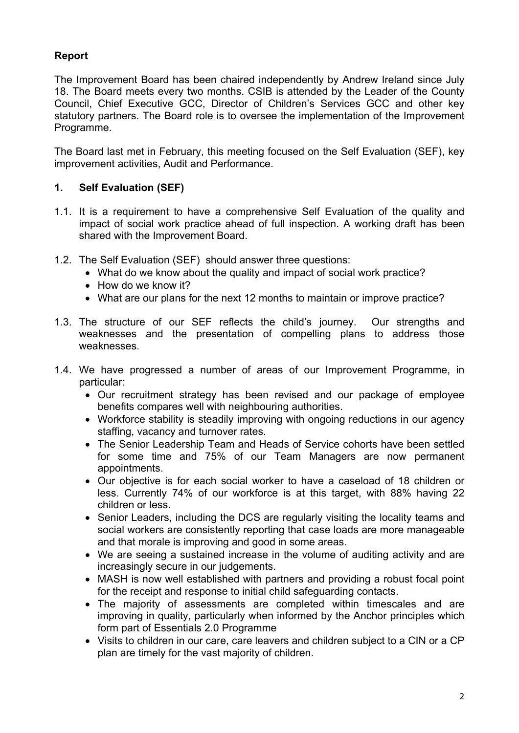## Report

The Improvement Board has been chaired independently by Andrew Ireland since July 18. The Board meets every two months. CSIB is attended by the Leader of the County Council, Chief Executive GCC, Director of Children's Services GCC and other key statutory partners. The Board role is to oversee the implementation of the Improvement Programme.

The Board last met in February, this meeting focused on the Self Evaluation (SEF), key improvement activities, Audit and Performance.

### 1. Self Evaluation (SEF)

1.1. It is a requirement to have a comprehensive Self Evaluation of the quality and impact of social work practice ahead of full inspection. A working draft has been shared with the Improvement Board.

1.2. The Self Evaluation (SEF) should answer three questions:

- What do we know about the quality and impact of social work practice?
- How do we know it?
- What are our plans for the next 12 months to maintain or improve practice?

1.3. The structure of our SEF reflects the child's journey. Our strengths and weaknesses and the presentation of compelling plans to address those weaknesses.

1.4. We have progressed a number of areas of our Improvement Programme, in particular:

- Our recruitment strategy has been revised and our package of employee benefits compares well with neighbouring authorities.
- Workforce stability is steadily improving with ongoing reductions in our agency staffing, vacancy and turnover rates.
- The Senior Leadership Team and Heads of Service cohorts have been settled for some time and 75% of our Team Managers are now permanent appointments.
- Our objective is for each social worker to have a caseload of 18 children or less. Currently 74% of our workforce is at this target, with 88% having 22 children or less.
- Senior Leaders, including the DCS are regularly visiting the locality teams and social workers are consistently reporting that case loads are more manageable and that morale is improving and good in some areas.
- We are seeing a sustained increase in the volume of auditing activity and are increasingly secure in our judgements.
- MASH is now well established with partners and providing a robust focal point for the receipt and response to initial child safeguarding contacts.
- The majority of assessments are completed within timescales and are improving in quality, particularly when informed by the Anchor principles which form part of Essentials 2.0 Programme
- Visits to children in our care, care leavers and children subject to a CIN or a CP plan are timely for the vast majority of children.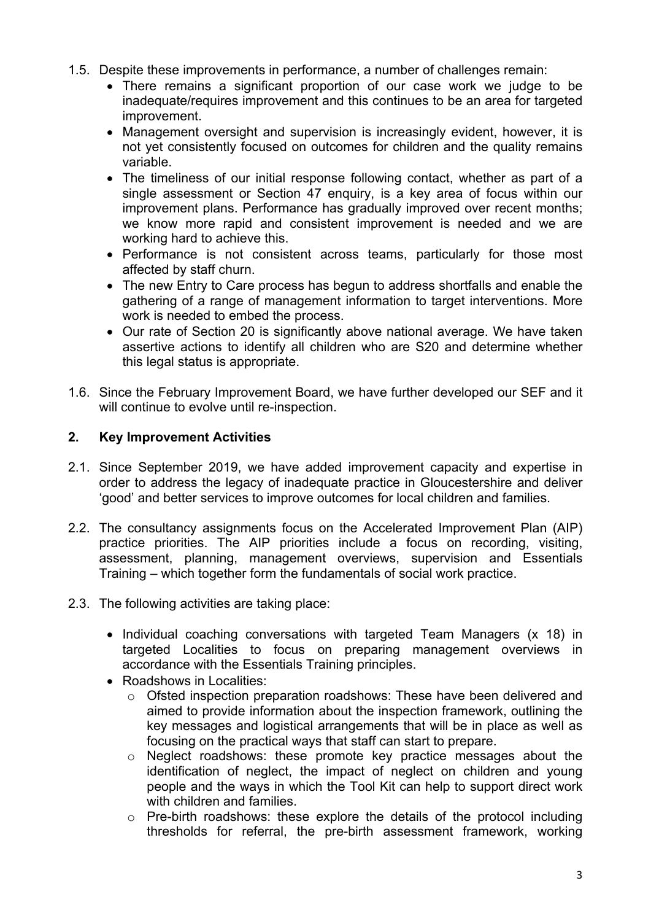1.5. Despite these improvements in performance, a number of challenges remain:

- There remains a significant proportion of our case work we judge to be inadequate/requires improvement and this continues to be an area for targeted improvement.
- Management oversight and supervision is increasingly evident, however, it is not yet consistently focused on outcomes for children and the quality remains variable.
- The timeliness of our initial response following contact, whether as part of a single assessment or Section 47 enquiry, is a key area of focus within our improvement plans. Performance has gradually improved over recent months; we know more rapid and consistent improvement is needed and we are working hard to achieve this.
- Performance is not consistent across teams, particularly for those most affected by staff churn.
- The new Entry to Care process has begun to address shortfalls and enable the gathering of a range of management information to target interventions. More work is needed to embed the process.
- Our rate of Section 20 is significantly above national average. We have taken assertive actions to identify all children who are S20 and determine whether this legal status is appropriate.

1.6. Since the February Improvement Board, we have further developed our SEF and it will continue to evolve until re-inspection.

## 2. Key Improvement Activities

2.1. Since September 2019, we have added improvement capacity and expertise in order to address the legacy of inadequate practice in Gloucestershire and deliver 'good' and better services to improve outcomes for local children and families.

2.2. The consultancy assignments focus on the Accelerated Improvement Plan (AIP) practice priorities. The AIP priorities include a focus on recording, visiting, assessment, planning, management overviews, supervision and Essentials Training – which together form the fundamentals of social work practice.

2.3. The following activities are taking place:

- Individual coaching conversations with targeted Team Managers (x 18) in targeted Localities to focus on preparing management overviews in accordance with the Essentials Training principles.
- Roadshows in Localities:
  - Ofsted inspection preparation roadshows: These have been delivered and aimed to provide information about the inspection framework, outlining the key messages and logistical arrangements that will be in place as well as focusing on the practical ways that staff can start to prepare.
  - Neglect roadshows: these promote key practice messages about the identification of neglect, the impact of neglect on children and young people and the ways in which the Tool Kit can help to support direct work with children and families.
  - Pre-birth roadshows: these explore the details of the protocol including thresholds for referral, the pre-birth assessment framework, working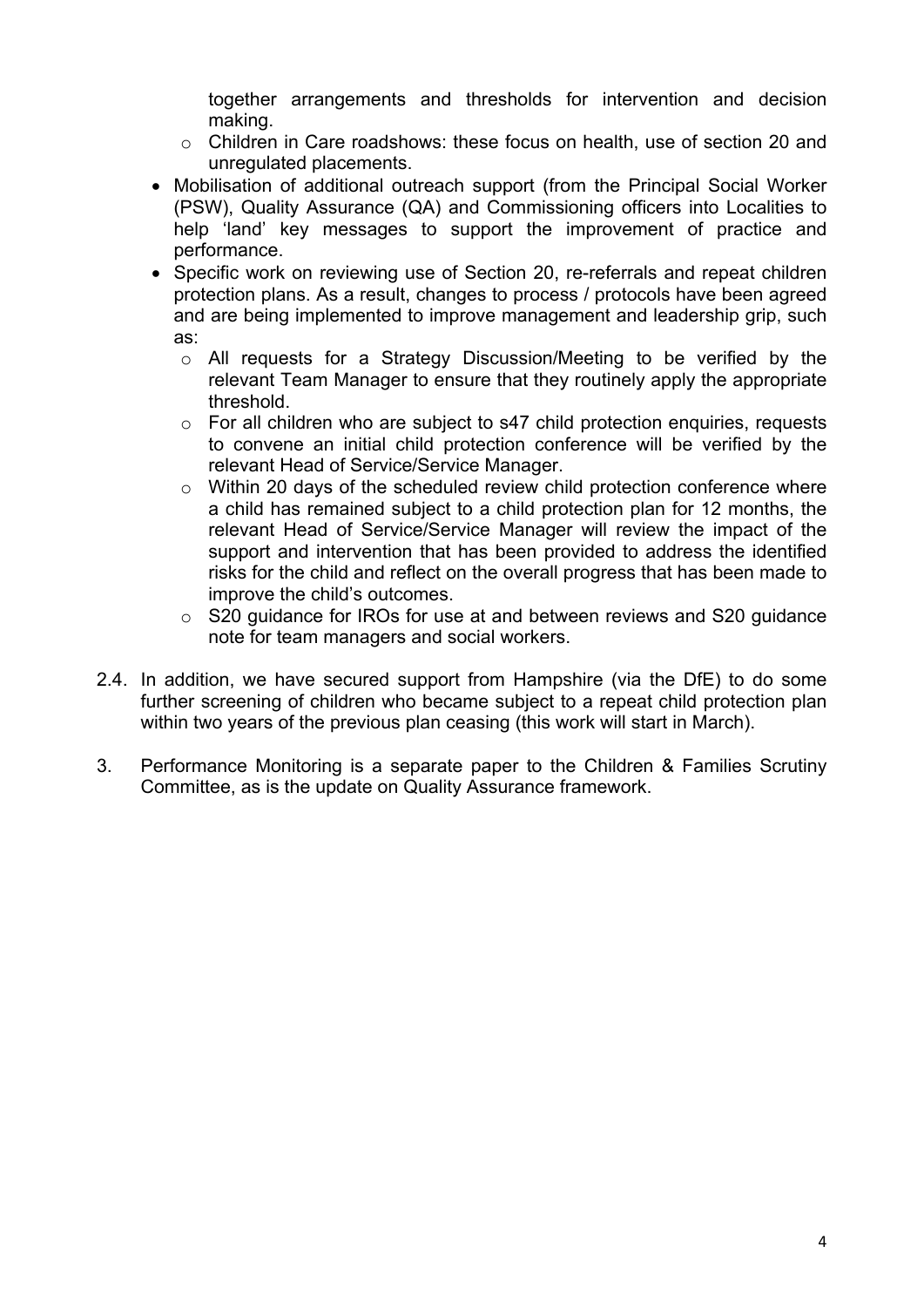together arrangements and thresholds for intervention and decision making.
    - Children in Care roadshows: these focus on health, use of section 20 and unregulated placements.
- Mobilisation of additional outreach support (from the Principal Social Worker (PSW), Quality Assurance (QA) and Commissioning officers into Localities to help 'land' key messages to support the improvement of practice and performance.
- Specific work on reviewing use of Section 20, re-referrals and repeat children protection plans. As a result, changes to process / protocols have been agreed and are being implemented to improve management and leadership grip, such as:
    - All requests for a Strategy Discussion/Meeting to be verified by the relevant Team Manager to ensure that they routinely apply the appropriate threshold.
    - For all children who are subject to s47 child protection enquiries, requests to convene an initial child protection conference will be verified by the relevant Head of Service/Service Manager.
    - Within 20 days of the scheduled review child protection conference where a child has remained subject to a child protection plan for 12 months, the relevant Head of Service/Service Manager will review the impact of the support and intervention that has been provided to address the identified risks for the child and reflect on the overall progress that has been made to improve the child's outcomes.
    - S20 guidance for IROs for use at and between reviews and S20 guidance note for team managers and social workers.

2.4. In addition, we have secured support from Hampshire (via the DfE) to do some further screening of children who became subject to a repeat child protection plan within two years of the previous plan ceasing (this work will start in March).

3. Performance Monitoring is a separate paper to the Children & Families Scrutiny Committee, as is the update on Quality Assurance framework.